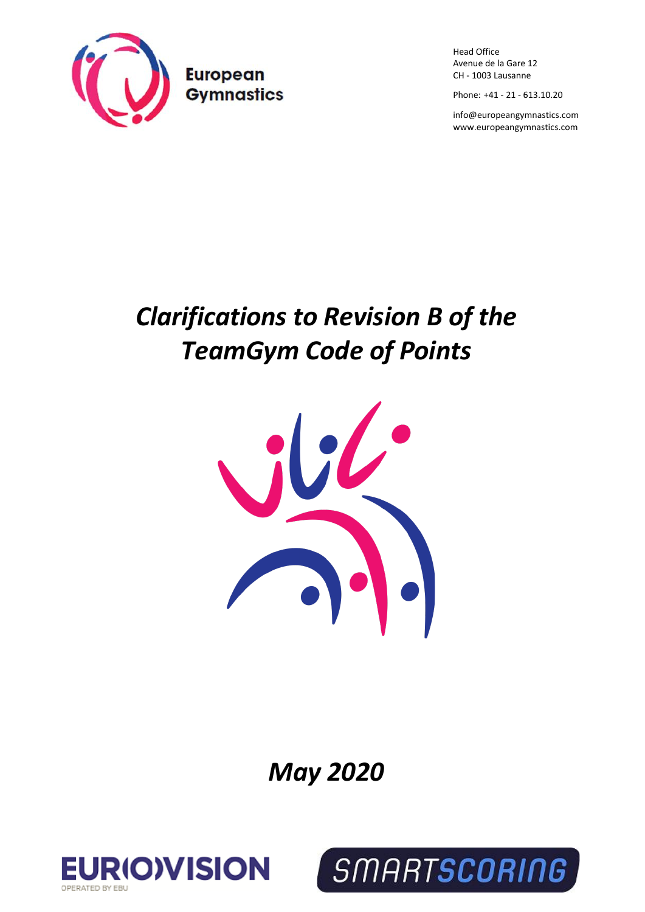European Gymnastics

Head Office
Avenue de la Gare 12
CH - 1003 Lausanne

Phone: +41 - 21 - 613.10.20

info@europeangymnastics.com
www.europeangymnastics.com

# *Clarifications to Revision B of the TeamGym Code of Points*

## *May 2020*

EUROVISION
OPERATED BY EBU

SMARTSCORING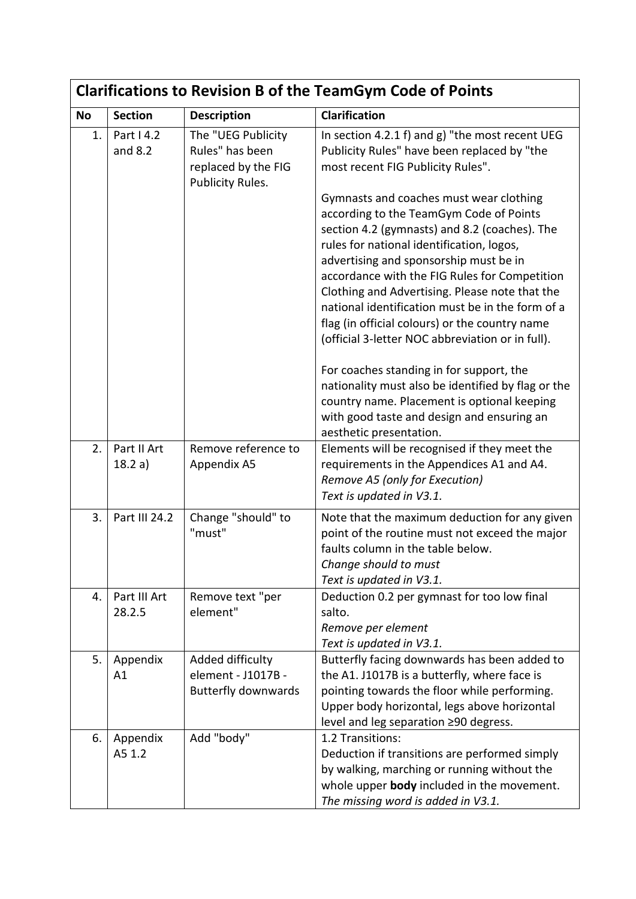| Clarifications to Revision B of the TeamGym Code of Points | | | |
|---|---|---|---|
| **No** | **Section** | **Description** | **Clarification** |
| 1. | Part I 4.2 and 8.2 | The "UEG Publicity Rules" has been replaced by the FIG Publicity Rules. | In section 4.2.1 f) and g) "the most recent UEG Publicity Rules" have been replaced by "the most recent FIG Publicity Rules".<br><br>Gymnasts and coaches must wear clothing according to the TeamGym Code of Points section 4.2 (gymnasts) and 8.2 (coaches). The rules for national identification, logos, advertising and sponsorship must be in accordance with the FIG Rules for Competition Clothing and Advertising. Please note that the national identification must be in the form of a flag (in official colours) or the country name (official 3-letter NOC abbreviation or in full).<br><br>For coaches standing in for support, the nationality must also be identified by flag or the country name. Placement is optional keeping with good taste and design and ensuring an aesthetic presentation. |
| 2. | Part II Art 18.2 a) | Remove reference to Appendix A5 | Elements will be recognised if they meet the requirements in the Appendices A1 and A4.<br>*Remove A5 (only for Execution)*<br>*Text is updated in V3.1.* |
| 3. | Part III 24.2 | Change "should" to "must" | Note that the maximum deduction for any given point of the routine must not exceed the major faults column in the table below.<br>*Change should to must*<br>*Text is updated in V3.1.* |
| 4. | Part III Art 28.2.5 | Remove text "per element" | Deduction 0.2 per gymnast for too low final salto.<br>*Remove per element*<br>*Text is updated in V3.1.* |
| 5. | Appendix A1 | Added difficulty element - J1017B - Butterfly downwards | Butterfly facing downwards has been added to the A1. J1017B is a butterfly, where face is pointing towards the floor while performing. Upper body horizontal, legs above horizontal level and leg separation ≥90 degress. |
| 6. | Appendix A5 1.2 | Add "body" | 1.2 Transitions:<br>Deduction if transitions are performed simply by walking, marching or running without the whole upper **body** included in the movement.<br>*The missing word is added in V3.1.* |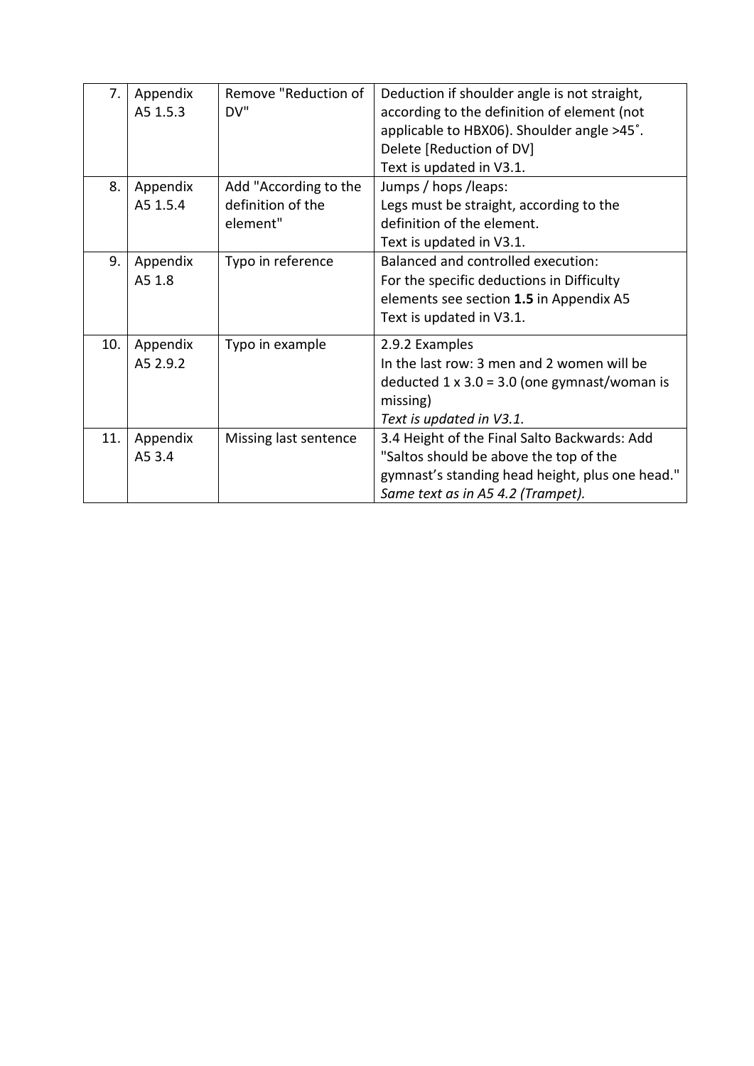| | | | |
|---|---|---|---|
| 7. | Appendix A5 1.5.3 | Remove "Reduction of DV" | Deduction if shoulder angle is not straight, according to the definition of element (not applicable to HBX06). Shoulder angle >45˚.<br>Delete [Reduction of DV]<br>Text is updated in V3.1. |
| 8. | Appendix A5 1.5.4 | Add "According to the definition of the element" | Jumps / hops /leaps:<br>Legs must be straight, according to the definition of the element.<br>Text is updated in V3.1. |
| 9. | Appendix A5 1.8 | Typo in reference | Balanced and controlled execution:<br>For the specific deductions in Difficulty elements see section **1.5** in Appendix A5<br>Text is updated in V3.1. |
| 10. | Appendix A5 2.9.2 | Typo in example | 2.9.2 Examples<br>In the last row: 3 men and 2 women will be deducted 1 x 3.0 = 3.0 (one gymnast/woman is missing)<br>*Text is updated in V3.1.* |
| 11. | Appendix A5 3.4 | Missing last sentence | 3.4 Height of the Final Salto Backwards: Add "Saltos should be above the top of the gymnast's standing head height, plus one head."<br>*Same text as in A5 4.2 (Trampet).* |